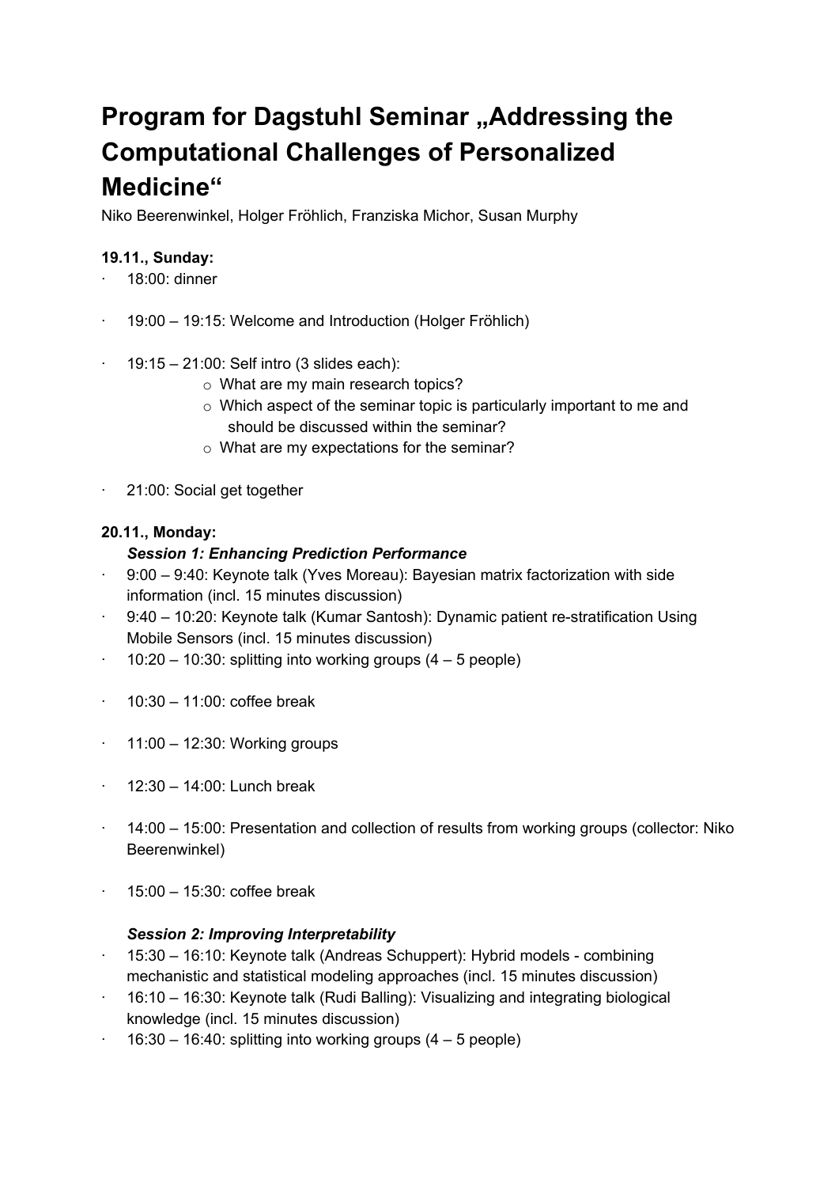# Program for Dagstuhl Seminar „Addressing the Computational Challenges of Personalized Medicine“

Niko Beerenwinkel, Holger Fröhlich, Franziska Michor, Susan Murphy

**19.11., Sunday:**

- 18:00: dinner
- 19:00 – 19:15: Welcome and Introduction (Holger Fröhlich)
- 19:15 – 21:00: Self intro (3 slides each):
  - What are my main research topics?
  - Which aspect of the seminar topic is particularly important to me and should be discussed within the seminar?
  - What are my expectations for the seminar?
- 21:00: Social get together

**20.11., Monday:**

***Session 1: Enhancing Prediction Performance***

- 9:00 – 9:40: Keynote talk (Yves Moreau): Bayesian matrix factorization with side information (incl. 15 minutes discussion)
- 9:40 – 10:20: Keynote talk (Kumar Santosh): Dynamic patient re-stratification Using Mobile Sensors (incl. 15 minutes discussion)
- 10:20 – 10:30: splitting into working groups (4 – 5 people)
- 10:30 – 11:00: coffee break
- 11:00 – 12:30: Working groups
- 12:30 – 14:00: Lunch break
- 14:00 – 15:00: Presentation and collection of results from working groups (collector: Niko Beerenwinkel)
- 15:00 – 15:30: coffee break

***Session 2: Improving Interpretability***

- 15:30 – 16:10: Keynote talk (Andreas Schuppert): Hybrid models - combining mechanistic and statistical modeling approaches (incl. 15 minutes discussion)
- 16:10 – 16:30: Keynote talk (Rudi Balling): Visualizing and integrating biological knowledge (incl. 15 minutes discussion)
- 16:30 – 16:40: splitting into working groups (4 – 5 people)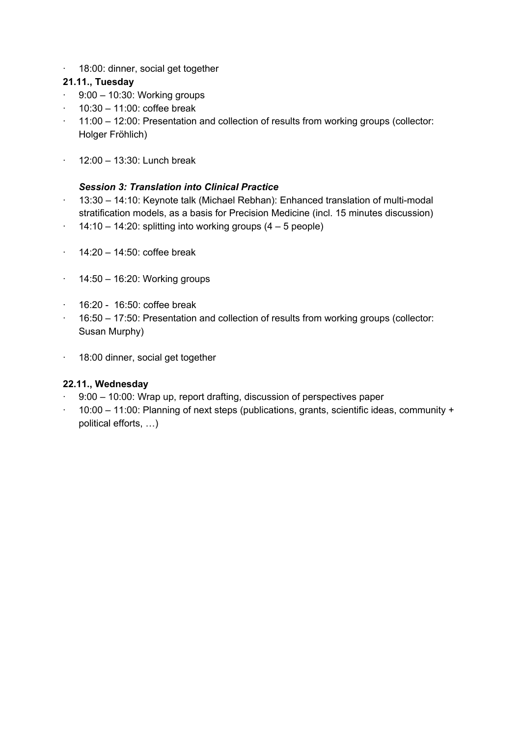- 18:00: dinner, social get together

**21.11., Tuesday**

- 9:00 – 10:30: Working groups
- 10:30 – 11:00: coffee break
- 11:00 – 12:00: Presentation and collection of results from working groups (collector: Holger Fröhlich)
- 12:00 – 13:30: Lunch break

***Session 3: Translation into Clinical Practice***

- 13:30 – 14:10: Keynote talk (Michael Rebhan): Enhanced translation of multi-modal stratification models, as a basis for Precision Medicine (incl. 15 minutes discussion)
- 14:10 – 14:20: splitting into working groups (4 – 5 people)
- 14:20 – 14:50: coffee break
- 14:50 – 16:20: Working groups
- 16:20 - 16:50: coffee break
- 16:50 – 17:50: Presentation and collection of results from working groups (collector: Susan Murphy)
- 18:00 dinner, social get together

**22.11., Wednesday**

- 9:00 – 10:00: Wrap up, report drafting, discussion of perspectives paper
- 10:00 – 11:00: Planning of next steps (publications, grants, scientific ideas, community + political efforts, …)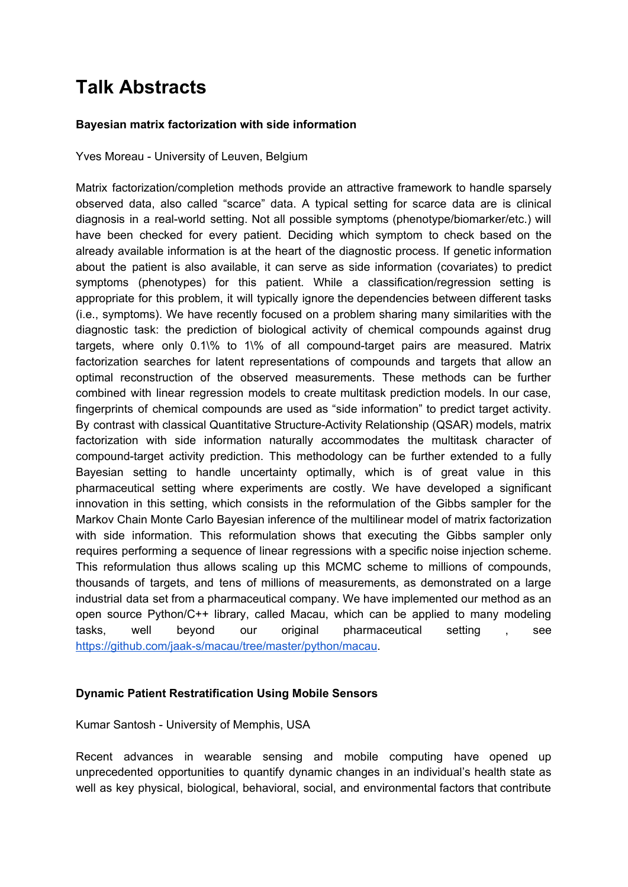# Talk Abstracts

### Bayesian matrix factorization with side information

Yves Moreau - University of Leuven, Belgium

Matrix factorization/completion methods provide an attractive framework to handle sparsely observed data, also called "scarce" data. A typical setting for scarce data are is clinical diagnosis in a real-world setting. Not all possible symptoms (phenotype/biomarker/etc.) will have been checked for every patient. Deciding which symptom to check based on the already available information is at the heart of the diagnostic process. If genetic information about the patient is also available, it can serve as side information (covariates) to predict symptoms (phenotypes) for this patient. While a classification/regression setting is appropriate for this problem, it will typically ignore the dependencies between different tasks (i.e., symptoms). We have recently focused on a problem sharing many similarities with the diagnostic task: the prediction of biological activity of chemical compounds against drug targets, where only 0.1\% to 1\% of all compound-target pairs are measured. Matrix factorization searches for latent representations of compounds and targets that allow an optimal reconstruction of the observed measurements. These methods can be further combined with linear regression models to create multitask prediction models. In our case, fingerprints of chemical compounds are used as "side information" to predict target activity. By contrast with classical Quantitative Structure-Activity Relationship (QSAR) models, matrix factorization with side information naturally accommodates the multitask character of compound-target activity prediction. This methodology can be further extended to a fully Bayesian setting to handle uncertainty optimally, which is of great value in this pharmaceutical setting where experiments are costly. We have developed a significant innovation in this setting, which consists in the reformulation of the Gibbs sampler for the Markov Chain Monte Carlo Bayesian inference of the multilinear model of matrix factorization with side information. This reformulation shows that executing the Gibbs sampler only requires performing a sequence of linear regressions with a specific noise injection scheme. This reformulation thus allows scaling up this MCMC scheme to millions of compounds, thousands of targets, and tens of millions of measurements, as demonstrated on a large industrial data set from a pharmaceutical company. We have implemented our method as an open source Python/C++ library, called Macau, which can be applied to many modeling tasks, well beyond our original pharmaceutical setting , see https://github.com/jaak-s/macau/tree/master/python/macau.

### Dynamic Patient Restratification Using Mobile Sensors

Kumar Santosh - University of Memphis, USA

Recent advances in wearable sensing and mobile computing have opened up unprecedented opportunities to quantify dynamic changes in an individual's health state as well as key physical, biological, behavioral, social, and environmental factors that contribute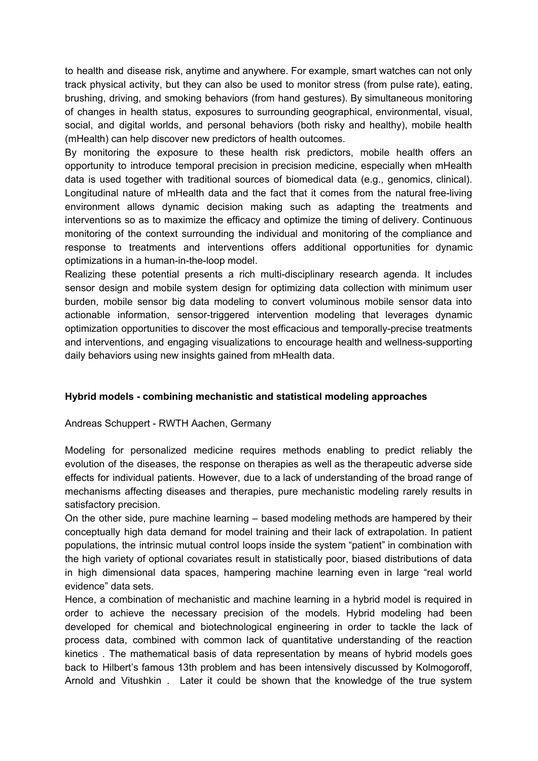to health and disease risk, anytime and anywhere. For example, smart watches can not only track physical activity, but they can also be used to monitor stress (from pulse rate), eating, brushing, driving, and smoking behaviors (from hand gestures). By simultaneous monitoring of changes in health status, exposures to surrounding geographical, environmental, visual, social, and digital worlds, and personal behaviors (both risky and healthy), mobile health (mHealth) can help discover new predictors of health outcomes.

By monitoring the exposure to these health risk predictors, mobile health offers an opportunity to introduce temporal precision in precision medicine, especially when mHealth data is used together with traditional sources of biomedical data (e.g., genomics, clinical). Longitudinal nature of mHealth data and the fact that it comes from the natural free-living environment allows dynamic decision making such as adapting the treatments and interventions so as to maximize the efficacy and optimize the timing of delivery. Continuous monitoring of the context surrounding the individual and monitoring of the compliance and response to treatments and interventions offers additional opportunities for dynamic optimizations in a human-in-the-loop model.

Realizing these potential presents a rich multi-disciplinary research agenda. It includes sensor design and mobile system design for optimizing data collection with minimum user burden, mobile sensor big data modeling to convert voluminous mobile sensor data into actionable information, sensor-triggered intervention modeling that leverages dynamic optimization opportunities to discover the most efficacious and temporally-precise treatments and interventions, and engaging visualizations to encourage health and wellness-supporting daily behaviors using new insights gained from mHealth data.

**Hybrid models - combining mechanistic and statistical modeling approaches**

Andreas Schuppert - RWTH Aachen, Germany

Modeling for personalized medicine requires methods enabling to predict reliably the evolution of the diseases, the response on therapies as well as the therapeutic adverse side effects for individual patients. However, due to a lack of understanding of the broad range of mechanisms affecting diseases and therapies, pure mechanistic modeling rarely results in satisfactory precision.

On the other side, pure machine learning – based modeling methods are hampered by their conceptually high data demand for model training and their lack of extrapolation. In patient populations, the intrinsic mutual control loops inside the system "patient" in combination with the high variety of optional covariates result in statistically poor, biased distributions of data in high dimensional data spaces, hampering machine learning even in large "real world evidence" data sets.

Hence, a combination of mechanistic and machine learning in a hybrid model is required in order to achieve the necessary precision of the models. Hybrid modeling had been developed for chemical and biotechnological engineering in order to tackle the lack of process data, combined with common lack of quantitative understanding of the reaction kinetics . The mathematical basis of data representation by means of hybrid models goes back to Hilbert's famous 13th problem and has been intensively discussed by Kolmogoroff, Arnold and Vitushkin . Later it could be shown that the knowledge of the true system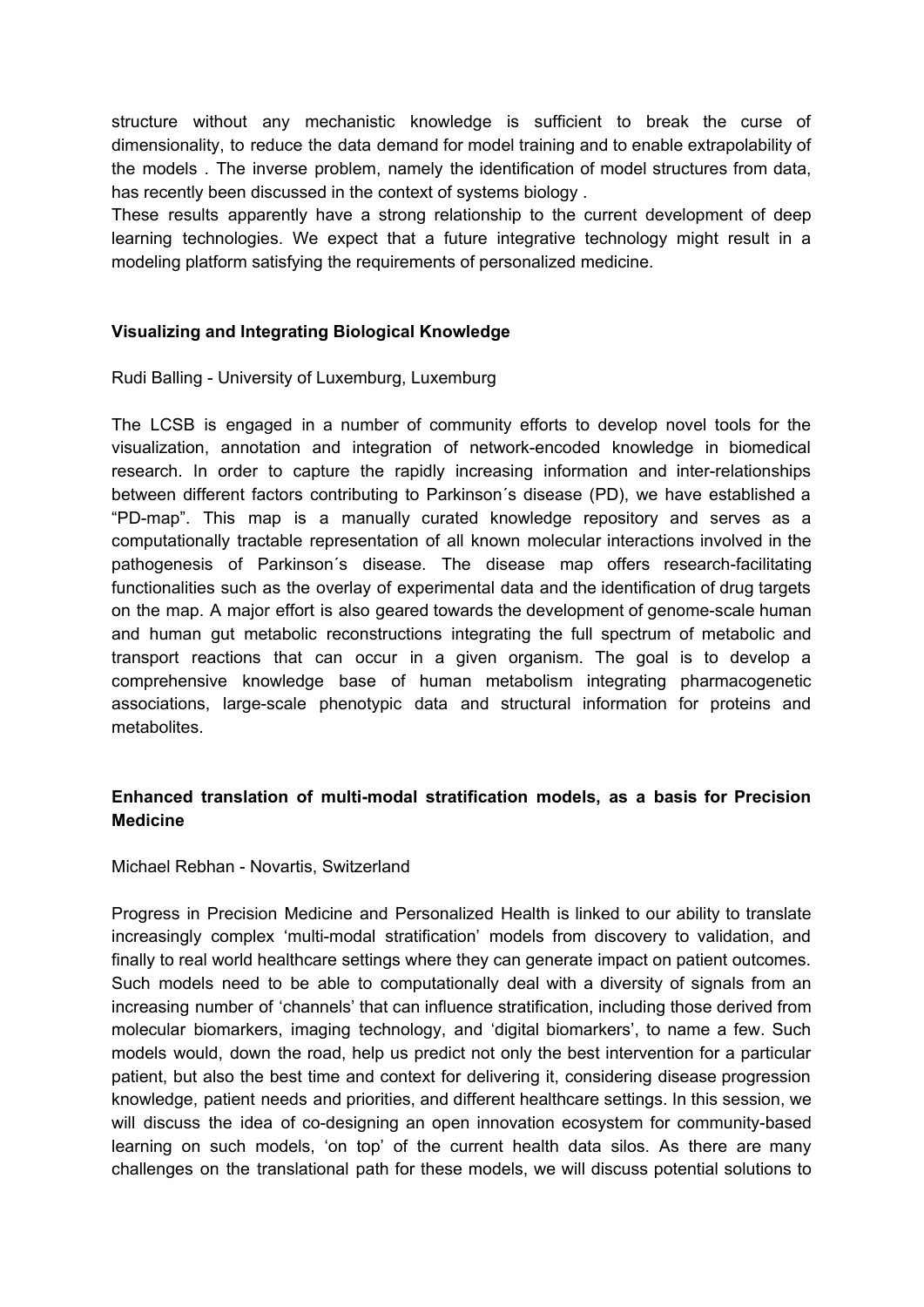structure without any mechanistic knowledge is sufficient to break the curse of dimensionality, to reduce the data demand for model training and to enable extrapolability of the models . The inverse problem, namely the identification of model structures from data, has recently been discussed in the context of systems biology .

These results apparently have a strong relationship to the current development of deep learning technologies. We expect that a future integrative technology might result in a modeling platform satisfying the requirements of personalized medicine.

**Visualizing and Integrating Biological Knowledge**

Rudi Balling - University of Luxemburg, Luxemburg

The LCSB is engaged in a number of community efforts to develop novel tools for the visualization, annotation and integration of network-encoded knowledge in biomedical research. In order to capture the rapidly increasing information and inter-relationships between different factors contributing to Parkinson´s disease (PD), we have established a "PD-map". This map is a manually curated knowledge repository and serves as a computationally tractable representation of all known molecular interactions involved in the pathogenesis of Parkinson´s disease. The disease map offers research-facilitating functionalities such as the overlay of experimental data and the identification of drug targets on the map. A major effort is also geared towards the development of genome-scale human and human gut metabolic reconstructions integrating the full spectrum of metabolic and transport reactions that can occur in a given organism. The goal is to develop a comprehensive knowledge base of human metabolism integrating pharmacogenetic associations, large-scale phenotypic data and structural information for proteins and metabolites.

**Enhanced translation of multi-modal stratification models, as a basis for Precision Medicine**

Michael Rebhan - Novartis, Switzerland

Progress in Precision Medicine and Personalized Health is linked to our ability to translate increasingly complex 'multi-modal stratification' models from discovery to validation, and finally to real world healthcare settings where they can generate impact on patient outcomes. Such models need to be able to computationally deal with a diversity of signals from an increasing number of 'channels' that can influence stratification, including those derived from molecular biomarkers, imaging technology, and 'digital biomarkers', to name a few. Such models would, down the road, help us predict not only the best intervention for a particular patient, but also the best time and context for delivering it, considering disease progression knowledge, patient needs and priorities, and different healthcare settings. In this session, we will discuss the idea of co-designing an open innovation ecosystem for community-based learning on such models, 'on top' of the current health data silos. As there are many challenges on the translational path for these models, we will discuss potential solutions to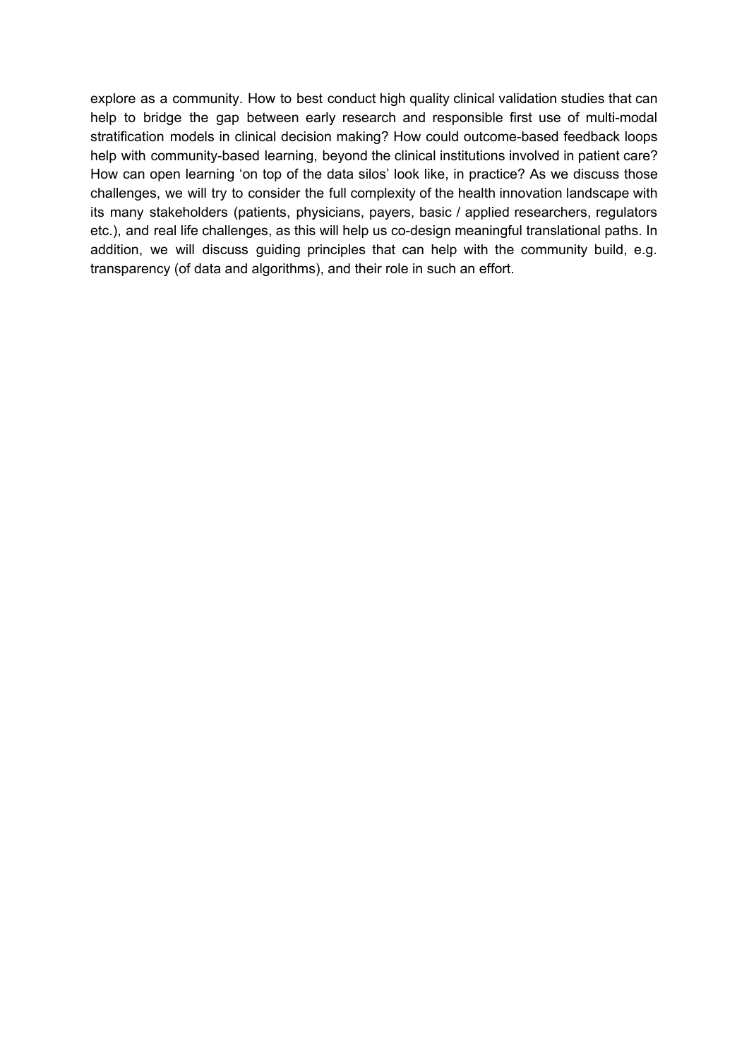explore as a community. How to best conduct high quality clinical validation studies that can help to bridge the gap between early research and responsible first use of multi-modal stratification models in clinical decision making? How could outcome-based feedback loops help with community-based learning, beyond the clinical institutions involved in patient care? How can open learning 'on top of the data silos' look like, in practice? As we discuss those challenges, we will try to consider the full complexity of the health innovation landscape with its many stakeholders (patients, physicians, payers, basic / applied researchers, regulators etc.), and real life challenges, as this will help us co-design meaningful translational paths. In addition, we will discuss guiding principles that can help with the community build, e.g. transparency (of data and algorithms), and their role in such an effort.